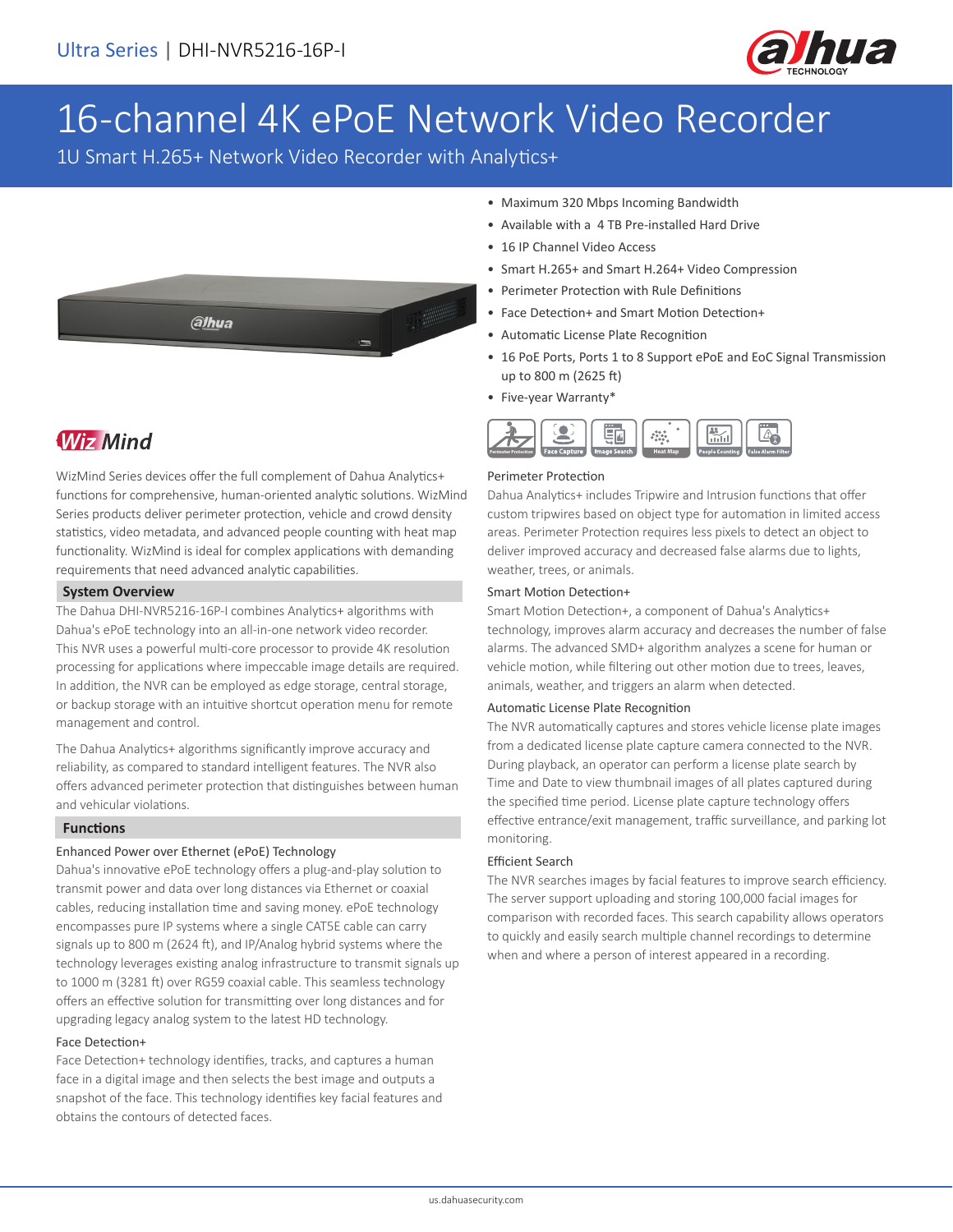Ultra Series | DHI-NVR5216-16P-I

# 16-channel 4K ePoE Network Video Recorder

1U Smart H.265+ Network Video Recorder with Analytics+

- Maximum 320 Mbps Incoming Bandwidth
- Available with a 4 TB Pre-installed Hard Drive
- 16 IP Channel Video Access
- Smart H.265+ and Smart H.264+ Video Compression
- Perimeter Protection with Rule Definitions
- Face Detection+ and Smart Motion Detection+
- Automatic License Plate Recognition
- 16 PoE Ports, Ports 1 to 8 Support ePoE and EoC Signal Transmission up to 800 m (2625 ft)
- Five-year Warranty*

Perimeter Protection | Face Capture | Image Search | Heat Map | People Counting | False Alarm Filter

**WizMind**

WizMind Series devices offer the full complement of Dahua Analytics+ functions for comprehensive, human-oriented analytic solutions. WizMind Series products deliver perimeter protection, vehicle and crowd density statistics, video metadata, and advanced people counting with heat map functionality. WizMind is ideal for complex applications with demanding requirements that need advanced analytic capabilities.

## System Overview

The Dahua DHI-NVR5216-16P-I combines Analytics+ algorithms with Dahua's ePoE technology into an all-in-one network video recorder. This NVR uses a powerful multi-core processor to provide 4K resolution processing for applications where impeccable image details are required. In addition, the NVR can be employed as edge storage, central storage, or backup storage with an intuitive shortcut operation menu for remote management and control.

The Dahua Analytics+ algorithms significantly improve accuracy and reliability, as compared to standard intelligent features. The NVR also offers advanced perimeter protection that distinguishes between human and vehicular violations.

## Functions

### Enhanced Power over Ethernet (ePoE) Technology

Dahua's innovative ePoE technology offers a plug-and-play solution to transmit power and data over long distances via Ethernet or coaxial cables, reducing installation time and saving money. ePoE technology encompasses pure IP systems where a single CAT5E cable can carry signals up to 800 m (2624 ft), and IP/Analog hybrid systems where the technology leverages existing analog infrastructure to transmit signals up to 1000 m (3281 ft) over RG59 coaxial cable. This seamless technology offers an effective solution for transmitting over long distances and for upgrading legacy analog system to the latest HD technology.

### Face Detection+

Face Detection+ technology identifies, tracks, and captures a human face in a digital image and then selects the best image and outputs a snapshot of the face. This technology identifies key facial features and obtains the contours of detected faces.

### Perimeter Protection

Dahua Analytics+ includes Tripwire and Intrusion functions that offer custom tripwires based on object type for automation in limited access areas. Perimeter Protection requires less pixels to detect an object to deliver improved accuracy and decreased false alarms due to lights, weather, trees, or animals.

### Smart Motion Detection+

Smart Motion Detection+, a component of Dahua's Analytics+ technology, improves alarm accuracy and decreases the number of false alarms. The advanced SMD+ algorithm analyzes a scene for human or vehicle motion, while filtering out other motion due to trees, leaves, animals, weather, and triggers an alarm when detected.

### Automatic License Plate Recognition

The NVR automatically captures and stores vehicle license plate images from a dedicated license plate capture camera connected to the NVR. During playback, an operator can perform a license plate search by Time and Date to view thumbnail images of all plates captured during the specified time period. License plate capture technology offers effective entrance/exit management, traffic surveillance, and parking lot monitoring.

### Efficient Search

The NVR searches images by facial features to improve search efficiency. The server support uploading and storing 100,000 facial images for comparison with recorded faces. This search capability allows operators to quickly and easily search multiple channel recordings to determine when and where a person of interest appeared in a recording.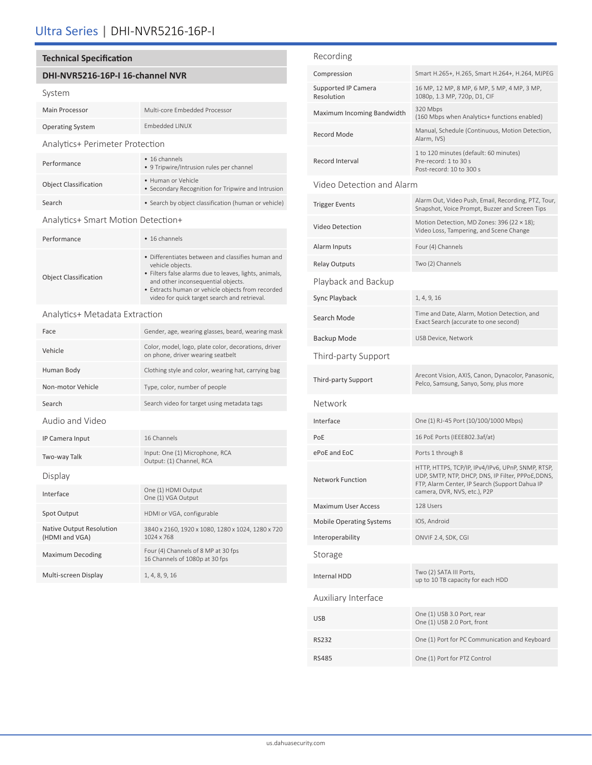# Ultra Series | DHI-NVR5216-16P-I

## Technical Specification

### DHI-NVR5216-16P-I 16-channel NVR

#### System

| | |
|---|---|
| Main Processor | Multi-core Embedded Processor |
| Operating System | Embedded LINUX |

#### Analytics+ Perimeter Protection

| | |
|---|---|
| Performance | • 16 channels<br>• 9 Tripwire/Intrusion rules per channel |
| Object Classification | • Human or Vehicle<br>• Secondary Recognition for Tripwire and Intrusion |
| Search | • Search by object classification (human or vehicle) |

#### Analytics+ Smart Motion Detection+

| | |
|---|---|
| Performance | • 16 channels |
| Object Classification | • Differentiates between and classifies human and vehicle objects.<br>• Filters false alarms due to leaves, lights, animals, and other inconsequential objects.<br>• Extracts human or vehicle objects from recorded video for quick target search and retrieval. |

#### Analytics+ Metadata Extraction

| | |
|---|---|
| Face | Gender, age, wearing glasses, beard, wearing mask |
| Vehicle | Color, model, logo, plate color, decorations, driver on phone, driver wearing seatbelt |
| Human Body | Clothing style and color, wearing hat, carrying bag |
| Non-motor Vehicle | Type, color, number of people |
| Search | Search video for target using metadata tags |

#### Audio and Video

| | |
|---|---|
| IP Camera Input | 16 Channels |
| Two-way Talk | Input: One (1) Microphone, RCA<br>Output: (1) Channel, RCA |

#### Display

| | |
|---|---|
| Interface | One (1) HDMI Output<br>One (1) VGA Output |
| Spot Output | HDMI or VGA, configurable |
| Native Output Resolution (HDMI and VGA) | 3840 x 2160, 1920 x 1080, 1280 x 1024, 1280 x 720 1024 x 768 |
| Maximum Decoding | Four (4) Channels of 8 MP at 30 fps<br>16 Channels of 1080p at 30 fps |
| Multi-screen Display | 1, 4, 8, 9, 16 |

#### Recording

| | |
|---|---|
| Compression | Smart H.265+, H.265, Smart H.264+, H.264, MJPEG |
| Supported IP Camera Resolution | 16 MP, 12 MP, 8 MP, 6 MP, 5 MP, 4 MP, 3 MP, 1080p, 1.3 MP, 720p, D1, CIF |
| Maximum Incoming Bandwidth | 320 Mbps<br>(160 Mbps when Analytics+ functions enabled) |
| Record Mode | Manual, Schedule (Continuous, Motion Detection, Alarm, IVS) |
| Record Interval | 1 to 120 minutes (default: 60 minutes)<br>Pre-record: 1 to 30 s<br>Post-record: 10 to 300 s |

#### Video Detection and Alarm

| | |
|---|---|
| Trigger Events | Alarm Out, Video Push, Email, Recording, PTZ, Tour, Snapshot, Voice Prompt, Buzzer and Screen Tips |
| Video Detection | Motion Detection, MD Zones: 396 (22 × 18);<br>Video Loss, Tampering, and Scene Change |
| Alarm Inputs | Four (4) Channels |
| Relay Outputs | Two (2) Channels |

#### Playback and Backup

| | |
|---|---|
| Sync Playback | 1, 4, 9, 16 |
| Search Mode | Time and Date, Alarm, Motion Detection, and Exact Search (accurate to one second) |
| Backup Mode | USB Device, Network |

#### Third-party Support

| | |
|---|---|
| Third-party Support | Arecont Vision, AXIS, Canon, Dynacolor, Panasonic, Pelco, Samsung, Sanyo, Sony, plus more |

#### Network

| | |
|---|---|
| Interface | One (1) RJ-45 Port (10/100/1000 Mbps) |
| PoE | 16 PoE Ports (IEEE802.3af/at) |
| ePoE and EoC | Ports 1 through 8 |
| Network Function | HTTP, HTTPS, TCP/IP, IPv4/IPv6, UPnP, SNMP, RTSP, UDP, SMTP, NTP, DHCP, DNS, IP Filter, PPPoE,DDNS, FTP, Alarm Center, IP Search (Support Dahua IP camera, DVR, NVS, etc.), P2P |
| Maximum User Access | 128 Users |
| Mobile Operating Systems | IOS, Android |
| Interoperability | ONVIF 2.4, SDK, CGI |

#### Storage

| | |
|---|---|
| Internal HDD | Two (2) SATA III Ports,<br>up to 10 TB capacity for each HDD |

#### Auxiliary Interface

| | |
|---|---|
| USB | One (1) USB 3.0 Port, rear<br>One (1) USB 2.0 Port, front |
| RS232 | One (1) Port for PC Communication and Keyboard |
| RS485 | One (1) Port for PTZ Control |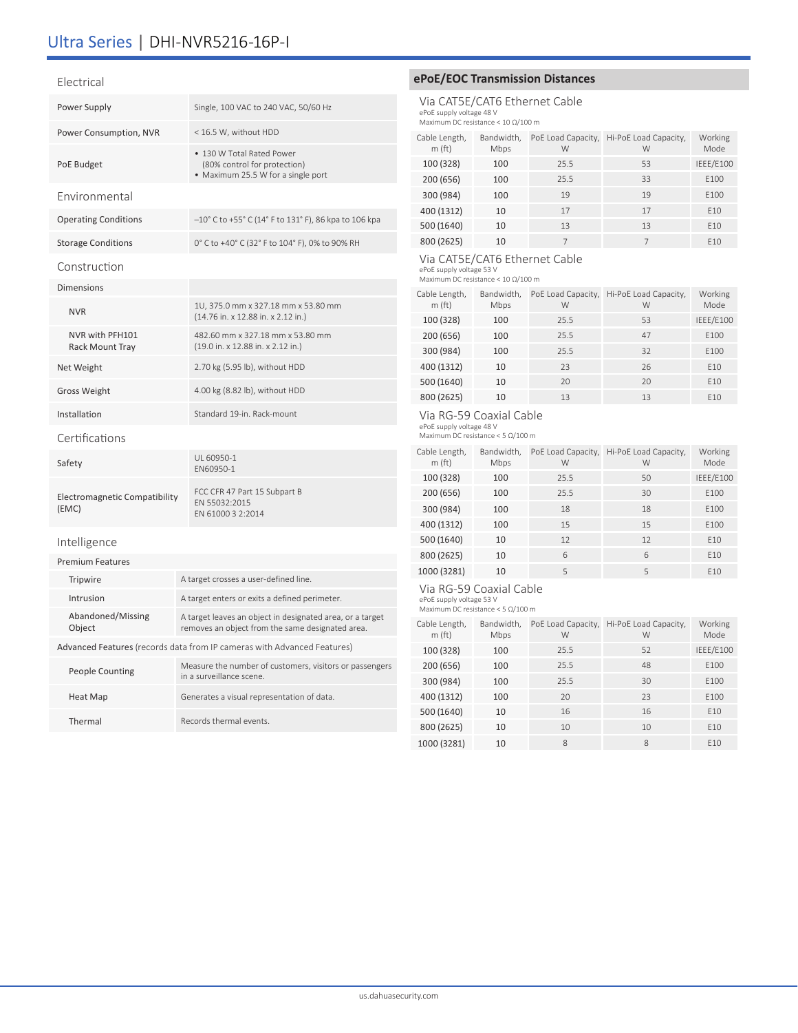# Ultra Series | DHI-NVR5216-16P-I

## Electrical

| | |
|---|---|
| Power Supply | Single, 100 VAC to 240 VAC, 50/60 Hz |
| Power Consumption, NVR | < 16.5 W, without HDD |
| PoE Budget | • 130 W Total Rated Power (80% control for protection) • Maximum 25.5 W for a single port |

## Environmental

| | |
|---|---|
| Operating Conditions | –10° C to +55° C (14° F to 131° F), 86 kpa to 106 kpa |
| Storage Conditions | 0° C to +40° C (32° F to 104° F), 0% to 90% RH |

## Construction

| | |
|---|---|
| Dimensions | |
| NVR | 1U, 375.0 mm x 327.18 mm x 53.80 mm (14.76 in. x 12.88 in. x 2.12 in.) |
| NVR with PFH101 Rack Mount Tray | 482.60 mm x 327.18 mm x 53.80 mm (19.0 in. x 12.88 in. x 2.12 in.) |
| Net Weight | 2.70 kg (5.95 lb), without HDD |
| Gross Weight | 4.00 kg (8.82 lb), without HDD |
| Installation | Standard 19-in. Rack-mount |

## Certifications

| | |
|---|---|
| Safety | UL 60950-1<br>EN60950-1 |
| Electromagnetic Compatibility (EMC) | FCC CFR 47 Part 15 Subpart B<br>EN 55032:2015<br>EN 61000 3 2:2014 |

## Intelligence

| | |
|---|---|
| Premium Features | |
| Tripwire | A target crosses a user-defined line. |
| Intrusion | A target enters or exits a defined perimeter. |
| Abandoned/Missing Object | A target leaves an object in designated area, or a target removes an object from the same designated area. |
| Advanced Features (records data from IP cameras with Advanced Features) | |
| People Counting | Measure the number of customers, visitors or passengers in a surveillance scene. |
| Heat Map | Generates a visual representation of data. |
| Thermal | Records thermal events. |

## ePoE/EOC Transmission Distances

### Via CAT5E/CAT6 Ethernet Cable

ePoE supply voltage 48 V
Maximum DC resistance < 10 Ω/100 m

| Cable Length, m (ft) | Bandwidth, Mbps | PoE Load Capacity, W | Hi-PoE Load Capacity, W | Working Mode |
|---|---|---|---|---|
| 100 (328) | 100 | 25.5 | 53 | IEEE/E100 |
| 200 (656) | 100 | 25.5 | 33 | E100 |
| 300 (984) | 100 | 19 | 19 | E100 |
| 400 (1312) | 10 | 17 | 17 | E10 |
| 500 (1640) | 10 | 13 | 13 | E10 |
| 800 (2625) | 10 | 7 | 7 | E10 |

### Via CAT5E/CAT6 Ethernet Cable

ePoE supply voltage 53 V
Maximum DC resistance < 10 Ω/100 m

| Cable Length, m (ft) | Bandwidth, Mbps | PoE Load Capacity, W | Hi-PoE Load Capacity, W | Working Mode |
|---|---|---|---|---|
| 100 (328) | 100 | 25.5 | 53 | IEEE/E100 |
| 200 (656) | 100 | 25.5 | 47 | E100 |
| 300 (984) | 100 | 25.5 | 32 | E100 |
| 400 (1312) | 10 | 23 | 26 | E10 |
| 500 (1640) | 10 | 20 | 20 | E10 |
| 800 (2625) | 10 | 13 | 13 | E10 |

### Via RG-59 Coaxial Cable

ePoE supply voltage 48 V
Maximum DC resistance < 5 Ω/100 m

| Cable Length, m (ft) | Bandwidth, Mbps | PoE Load Capacity, W | Hi-PoE Load Capacity, W | Working Mode |
|---|---|---|---|---|
| 100 (328) | 100 | 25.5 | 50 | IEEE/E100 |
| 200 (656) | 100 | 25.5 | 30 | E100 |
| 300 (984) | 100 | 18 | 18 | E100 |
| 400 (1312) | 100 | 15 | 15 | E100 |
| 500 (1640) | 10 | 12 | 12 | E10 |
| 800 (2625) | 10 | 6 | 6 | E10 |
| 1000 (3281) | 10 | 5 | 5 | E10 |

### Via RG-59 Coaxial Cable

ePoE supply voltage 53 V
Maximum DC resistance < 5 Ω/100 m

| Cable Length, m (ft) | Bandwidth, Mbps | PoE Load Capacity, W | Hi-PoE Load Capacity, W | Working Mode |
|---|---|---|---|---|
| 100 (328) | 100 | 25.5 | 52 | IEEE/E100 |
| 200 (656) | 100 | 25.5 | 48 | E100 |
| 300 (984) | 100 | 25.5 | 30 | E100 |
| 400 (1312) | 100 | 20 | 23 | E100 |
| 500 (1640) | 10 | 16 | 16 | E10 |
| 800 (2625) | 10 | 10 | 10 | E10 |
| 1000 (3281) | 10 | 8 | 8 | E10 |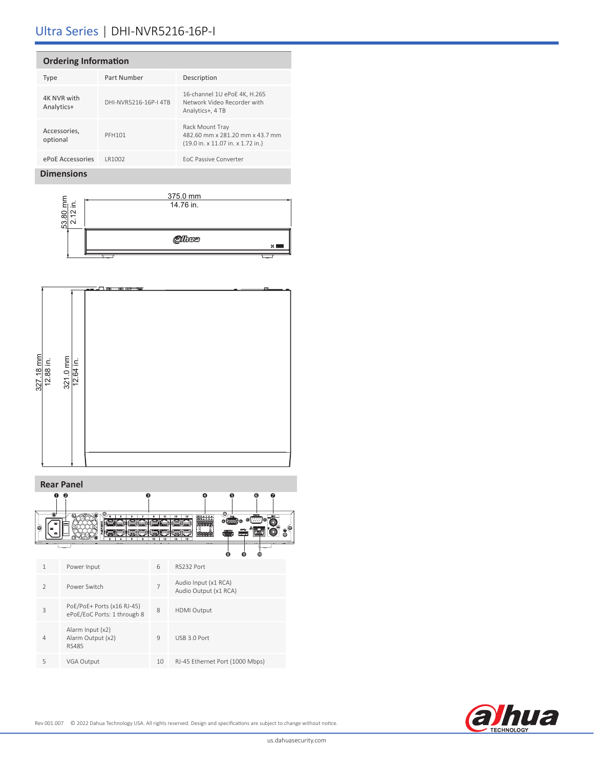## Ordering Information

| Type | Part Number | Description |
|---|---|---|
| 4K NVR with Analytics+ | DHI-NVR5216-16P-I 4TB | 16-channel 1U ePoE 4K, H.265 Network Video Recorder with Analytics+, 4 TB |
| Accessories, optional | PFH101 | Rack Mount Tray 482.60 mm x 281.20 mm x 43.7 mm (19.0 in. x 11.07 in. x 1.72 in.) |
| ePoE Accessories | LR1002 | EoC Passive Converter |

## Dimensions

375.0 mm
14.76 in.

53.80 mm
2.12 in.

327.18 mm
12.88 in.

321.0 mm
12.64 in.

## Rear Panel

| | | | |
|---|---|---|---|
| 1 | Power Input | 6 | RS232 Port |
| 2 | Power Switch | 7 | Audio Input (x1 RCA)<br>Audio Output (x1 RCA) |
| 3 | PoE/PoE+ Ports (x16 RJ-45)<br>ePoE/EoC Ports: 1 through 8 | 8 | HDMI Output |
| 4 | Alarm Input (x2)<br>Alarm Output (x2)<br>RS485 | 9 | USB 3.0 Port |
| 5 | VGA Output | 10 | RJ-45 Ethernet Port (1000 Mbps) |

Rev 001.007 © 2022 Dahua Technology USA. All rights reserved. Design and specifications are subject to change without notice.

us.dahuasecurity.com